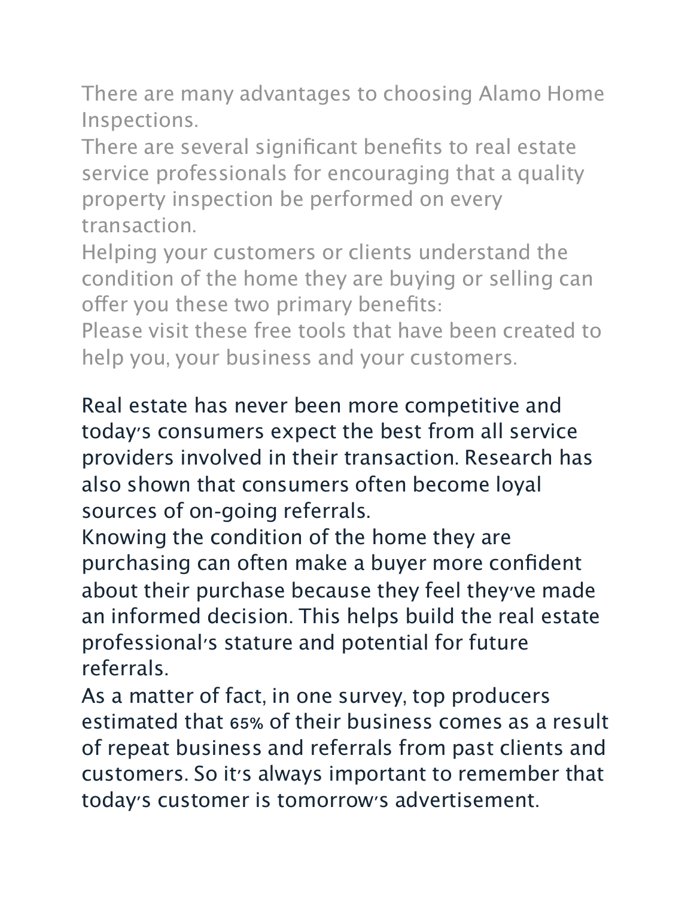There are many advantages to choosing Alamo Home Inspections.

There are several significant benefits to real estate service professionals for encouraging that a quality property inspection be performed on every transaction.

Helping your customers or clients understand the condition of the home they are buying or selling can offer you these two primary benefits:

Please visit these free tools that have been created to help you, your business and your customers.

Real estate has never been more competitive and today's consumers expect the best from all service providers involved in their transaction. Research has also shown that consumers often become loyal sources of on-going referrals.

Knowing the condition of the home they are purchasing can often make a buyer more confident about their purchase because they feel they've made an informed decision. This helps build the real estate professional's stature and potential for future referrals.

As a matter of fact, in one survey, top producers estimated that 65% of their business comes as a result of repeat business and referrals from past clients and customers. So it's always important to remember that today's customer is tomorrow's advertisement.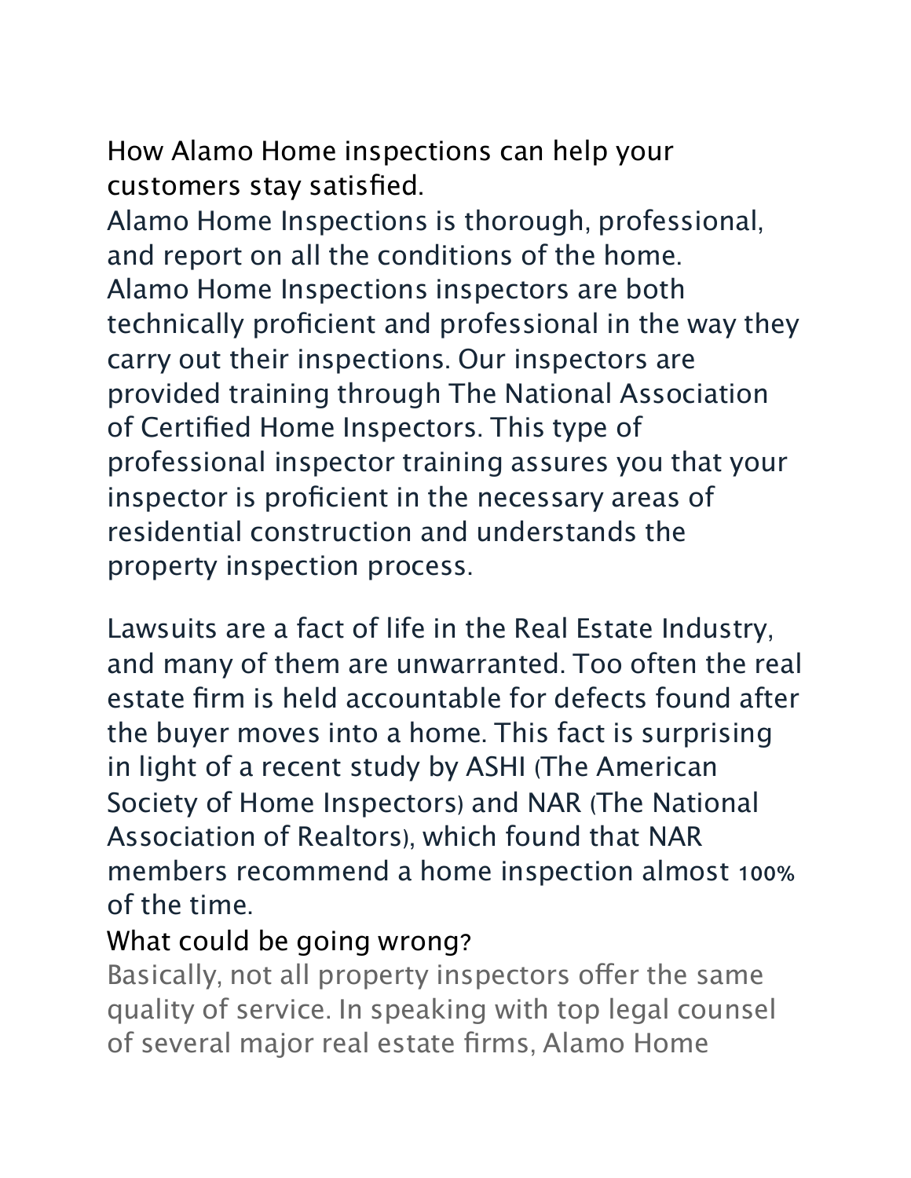## How Alamo Home inspections can help your customers stay satisfied.

Alamo Home Inspections is thorough, professional, and report on all the conditions of the home. Alamo Home Inspections inspectors are both technically proficient and professional in the way they carry out their inspections. Our inspectors are provided training through The National Association of Certified Home Inspectors. This type of professional inspector training assures you that your inspector is proficient in the necessary areas of residential construction and understands the property inspection process.

Lawsuits are a fact of life in the Real Estate Industry, and many of them are unwarranted. Too often the real estate firm is held accountable for defects found after the buyer moves into a home. This fact is surprising in light of a recent study by ASHI (The American Society of Home Inspectors) and NAR (The National Association of Realtors), which found that NAR members recommend a home inspection almost 100% of the time.

## What could be going wrong?

Basically, not all property inspectors offer the same quality of service. In speaking with top legal counsel of several major real estate firms, Alamo Home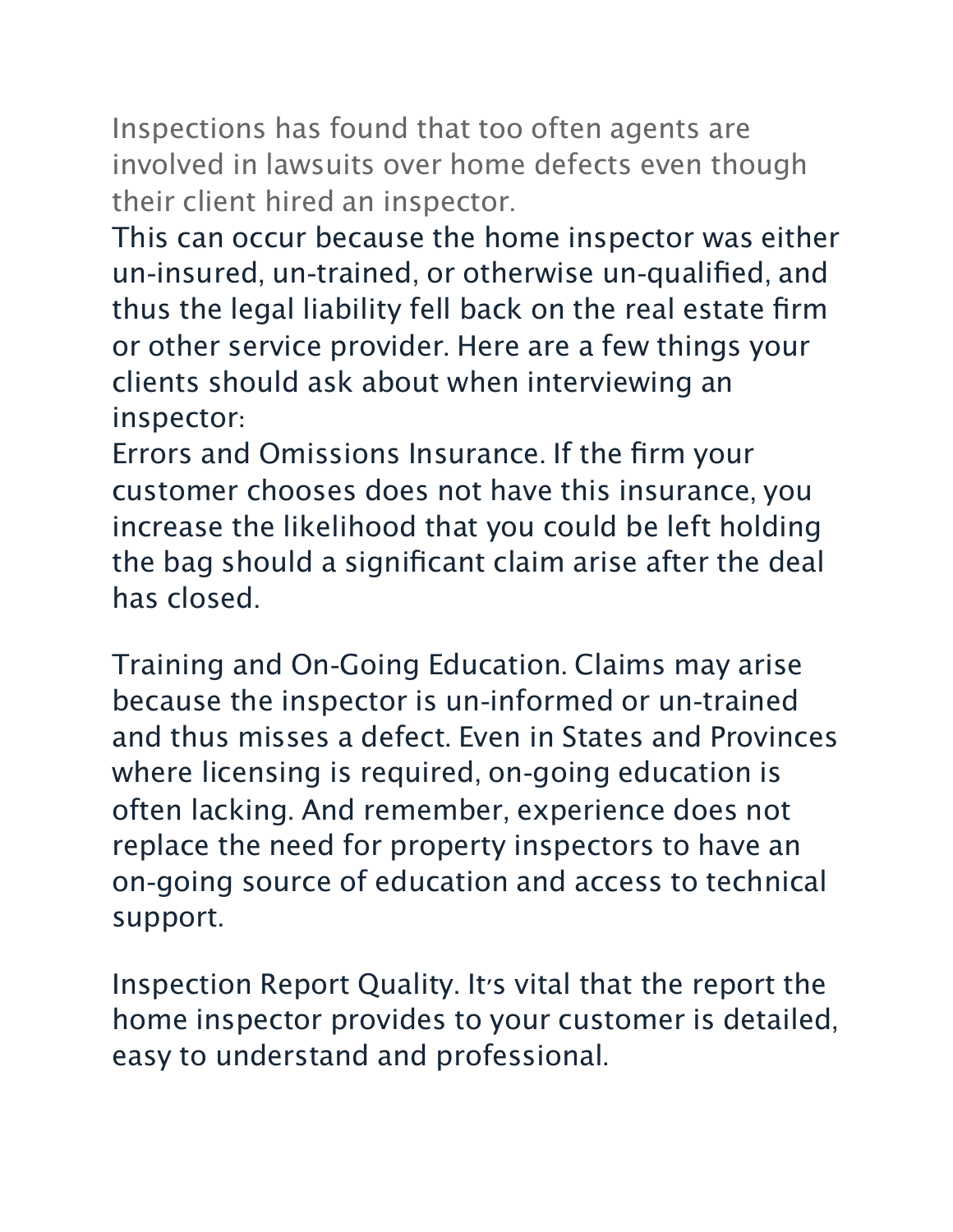Inspections has found that too often agents are involved in lawsuits over home defects even though their client hired an inspector.

This can occur because the home inspector was either un-insured, un-trained, or otherwise un-qualified, and thus the legal liability fell back on the real estate firm or other service provider. Here are a few things your clients should ask about when interviewing an inspector:

Errors and Omissions Insurance. If the firm your customer chooses does not have this insurance, you increase the likelihood that you could be left holding the bag should a significant claim arise after the deal has closed.

Training and On-Going Education. Claims may arise because the inspector is un-informed or un-trained and thus misses a defect. Even in States and Provinces where licensing is required, on-going education is often lacking. And remember, experience does not replace the need for property inspectors to have an on-going source of education and access to technical support.

Inspection Report Quality. It's vital that the report the home inspector provides to your customer is detailed, easy to understand and professional.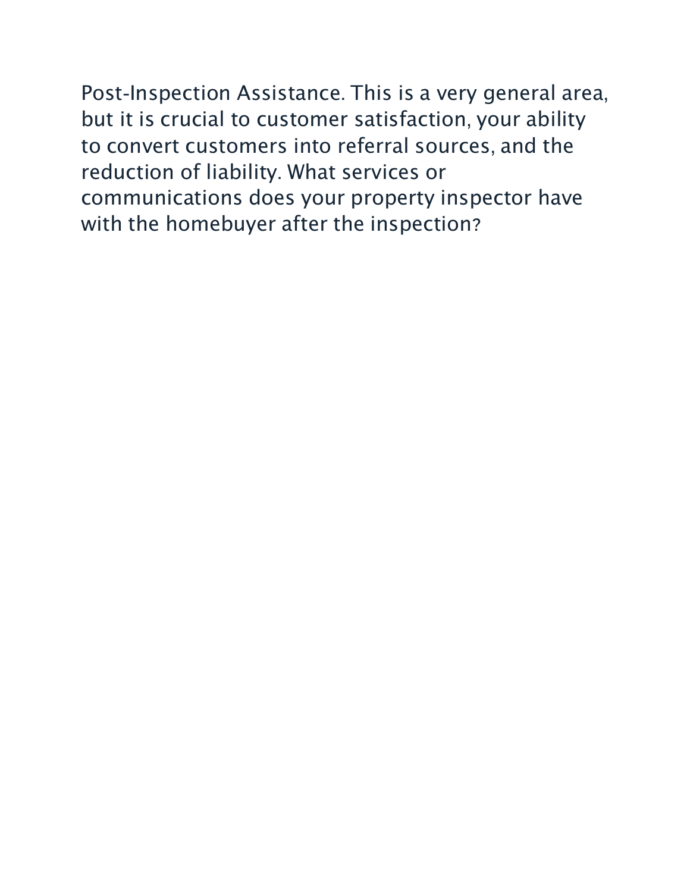Post-Inspection Assistance. This is a very general area, but it is crucial to customer satisfaction, your ability to convert customers into referral sources, and the reduction of liability. What services or communications does your property inspector have with the homebuyer after the inspection?